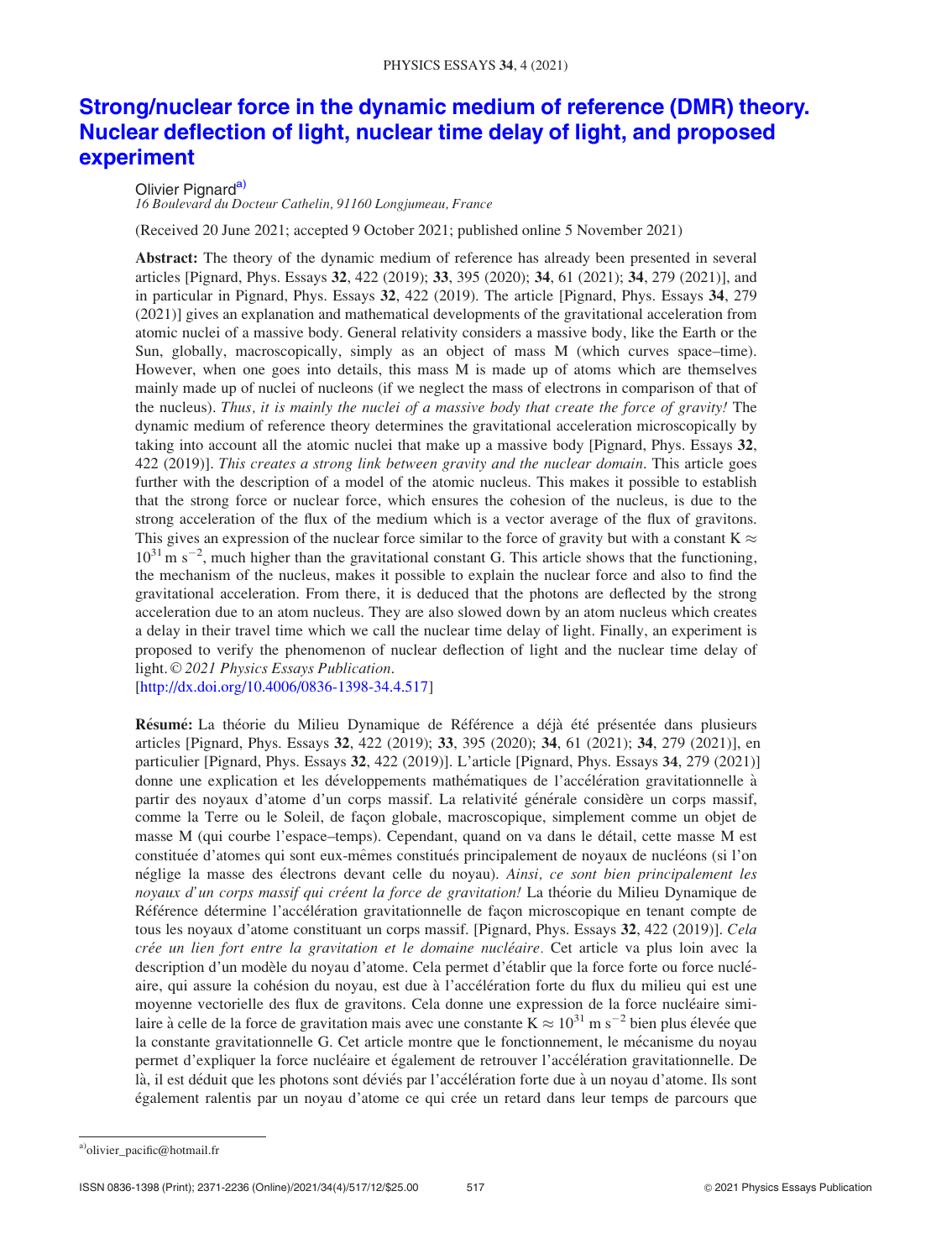# Strong/nuclear force in the dynamic medium of reference (DMR) theory. Nuclear deflection of light, nuclear time delay of light, and proposed experiment

Olivier Pignard[a]

*16 Boulevard du Docteur Cathelin, 91160 Longjumeau, France*

(Received 20 June 2021; accepted 9 October 2021; published online 5 November 2021)

**Abstract:** The theory of the dynamic medium of reference has already been presented in several articles [Pignard, Phys. Essays **32**, 422 (2019); **33**, 395 (2020); **34**, 61 (2021); **34**, 279 (2021)], and in particular in Pignard, Phys. Essays **32**, 422 (2019). The article [Pignard, Phys. Essays **34**, 279 (2021)] gives an explanation and mathematical developments of the gravitational acceleration from atomic nuclei of a massive body. General relativity considers a massive body, like the Earth or the Sun, globally, macroscopically, simply as an object of mass M (which curves space–time). However, when one goes into details, this mass M is made up of atoms which are themselves mainly made up of nuclei of nucleons (if we neglect the mass of electrons in comparison of that of the nucleus). *Thus, it is mainly the nuclei of a massive body that create the force of gravity!* The dynamic medium of reference theory determines the gravitational acceleration microscopically by taking into account all the atomic nuclei that make up a massive body [Pignard, Phys. Essays **32**, 422 (2019)]. *This creates a strong link between gravity and the nuclear domain*. This article goes further with the description of a model of the atomic nucleus. This makes it possible to establish that the strong force or nuclear force, which ensures the cohesion of the nucleus, is due to the strong acceleration of the flux of the medium which is a vector average of the flux of gravitons. This gives an expression of the nuclear force similar to the force of gravity but with a constant $K \approx 10^{31}\,\mathrm{m\,s^{-2}}$, much higher than the gravitational constant G. This article shows that the functioning, the mechanism of the nucleus, makes it possible to explain the nuclear force and also to find the gravitational acceleration. From there, it is deduced that the photons are deflected by the strong acceleration due to an atom nucleus. They are also slowed down by an atom nucleus which creates a delay in their travel time which we call the nuclear time delay of light. Finally, an experiment is proposed to verify the phenomenon of nuclear deflection of light and the nuclear time delay of light. *© 2021 Physics Essays Publication.*
[http://dx.doi.org/10.4006/0836-1398-34.4.517]

**Résumé:** La théorie du Milieu Dynamique de Référence a déjà été présentée dans plusieurs articles [Pignard, Phys. Essays **32**, 422 (2019); **33**, 395 (2020); **34**, 61 (2021); **34**, 279 (2021)], en particulier [Pignard, Phys. Essays **32**, 422 (2019)]. L'article [Pignard, Phys. Essays **34**, 279 (2021)] donne une explication et des développements mathématiques de l'accélération gravitationnelle à partir des noyaux d'atome d'un corps massif. La relativité générale considère un corps massif, comme la Terre ou le Soleil, de façon globale, macroscopique, simplement comme un objet de masse M (qui courbe l'espace–temps). Cependant, quand on va dans le détail, cette masse M est constituée d'atomes qui sont eux-mêmes constitués principalement de noyaux de nucléons (si l'on néglige la masse des électrons devant celle du noyau). *Ainsi, ce sont bien principalement les noyaux d'un corps massif qui créent la force de gravitation!* La théorie du Milieu Dynamique de Référence détermine l'accélération gravitationnelle de façon microscopique en tenant compte de tous les noyaux d'atome constituant un corps massif. [Pignard, Phys. Essays **32**, 422 (2019)]. *Cela crée un lien fort entre la gravitation et le domaine nucléaire*. Cet article va plus loin avec la description d'un modèle du noyau d'atome. Cela permet d'établir que la force forte ou force nucléaire, qui assure la cohésion du noyau, est due à l'accélération forte du flux du milieu qui est une moyenne vectorielle des flux de gravitons. Cela donne une expression de la force nucléaire similaire à celle de la force de gravitation mais avec une constante $K \approx 10^{31}\,\mathrm{m\,s^{-2}}$ bien plus élevée que la constante gravitationnelle G. Cet article montre que le fonctionnement, le mécanisme du noyau permet d'expliquer la force nucléaire et également de retrouver l'accélération gravitationnelle. De là, il est déduit que les photons sont déviés par l'accélération forte due à un noyau d'atome. Ils sont également ralentis par un noyau d'atome ce qui crée un retard dans leur temps de parcours que

[a]olivier_pacific@hotmail.fr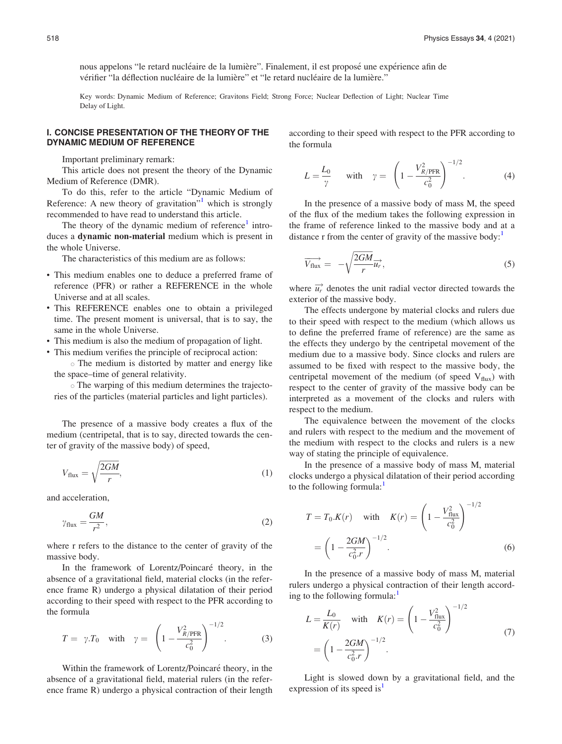nous appelons "le retard nucléaire de la lumière". Finalement, il est proposé une expérience afin de vérifier "la déflection nucléaire de la lumière" et "le retard nucléaire de la lumière."

Key words: Dynamic Medium of Reference; Gravitons Field; Strong Force; Nuclear Deflection of Light; Nuclear Time Delay of Light.

## I. CONCISE PRESENTATION OF THE THEORY OF THE DYNAMIC MEDIUM OF REFERENCE

Important preliminary remark:

This article does not present the theory of the Dynamic Medium of Reference (DMR).

To do this, refer to the article "Dynamic Medium of Reference: A new theory of gravitation"[1] which is strongly recommended to have read to understand this article.

The theory of the dynamic medium of reference[1] introduces a **dynamic non-material** medium which is present in the whole Universe.

The characteristics of this medium are as follows:

- This medium enables one to deduce a preferred frame of reference (PFR) or rather a REFERENCE in the whole Universe and at all scales.
- This REFERENCE enables one to obtain a privileged time. The present moment is universal, that is to say, the same in the whole Universe.
- This medium is also the medium of propagation of light.
- This medium verifies the principle of reciprocal action:
  - The medium is distorted by matter and energy like the space–time of general relativity.
  - The warping of this medium determines the trajectories of the particles (material particles and light particles).

The presence of a massive body creates a flux of the medium (centripetal, that is to say, directed towards the center of gravity of the massive body) of speed,

$$V_{\text{flux}} = \sqrt{\frac{2GM}{r}}, \tag{1}$$

and acceleration,

$$\gamma_{\text{flux}} = \frac{GM}{r^2}, \tag{2}$$

where r refers to the distance to the center of gravity of the massive body.

In the framework of Lorentz/Poincaré theory, in the absence of a gravitational field, material clocks (in the reference frame R) undergo a physical dilatation of their period according to their speed with respect to the PFR according to the formula

$$T = \gamma.T_0 \quad \text{with} \quad \gamma = \left(1 - \frac{V_{R/\text{PFR}}^2}{c_0^2}\right)^{-1/2}. \tag{3}$$

Within the framework of Lorentz/Poincaré theory, in the absence of a gravitational field, material rulers (in the reference frame R) undergo a physical contraction of their length according to their speed with respect to the PFR according to the formula

$$L = \frac{L_0}{\gamma} \quad \text{with} \quad \gamma = \left(1 - \frac{V_{R/\text{PFR}}^2}{c_0^2}\right)^{-1/2}. \tag{4}$$

In the presence of a massive body of mass M, the speed of the flux of the medium takes the following expression in the frame of reference linked to the massive body and at a distance r from the center of gravity of the massive body:[1]

$$\overrightarrow{V_{\text{flux}}} = -\sqrt{\frac{2GM}{r}}\overrightarrow{u_r}, \tag{5}$$

where $\overrightarrow{u_r}$ denotes the unit radial vector directed towards the exterior of the massive body.

The effects undergone by material clocks and rulers due to their speed with respect to the medium (which allows us to define the preferred frame of reference) are the same as the effects they undergo by the centripetal movement of the medium due to a massive body. Since clocks and rulers are assumed to be fixed with respect to the massive body, the centripetal movement of the medium (of speed $V_{\text{flux}}$) with respect to the center of gravity of the massive body can be interpreted as a movement of the clocks and rulers with respect to the medium.

The equivalence between the movement of the clocks and rulers with respect to the medium and the movement of the medium with respect to the clocks and rulers is a new way of stating the principle of equivalence.

In the presence of a massive body of mass M, material clocks undergo a physical dilatation of their period according to the following formula:[1]

$$T = T_0.K(r) \quad \text{with} \quad K(r) = \left(1 - \frac{V_{\text{flux}}^2}{c_0^2}\right)^{-1/2} = \left(1 - \frac{2GM}{c_0^2.r}\right)^{-1/2}. \tag{6}$$

In the presence of a massive body of mass M, material rulers undergo a physical contraction of their length according to the following formula:[1]

$$L = \frac{L_0}{K(r)} \quad \text{with} \quad K(r) = \left(1 - \frac{V_{\text{flux}}^2}{c_0^2}\right)^{-1/2} = \left(1 - \frac{2GM}{c_0^2.r}\right)^{-1/2}. \tag{7}$$

Light is slowed down by a gravitational field, and the expression of its speed is[1]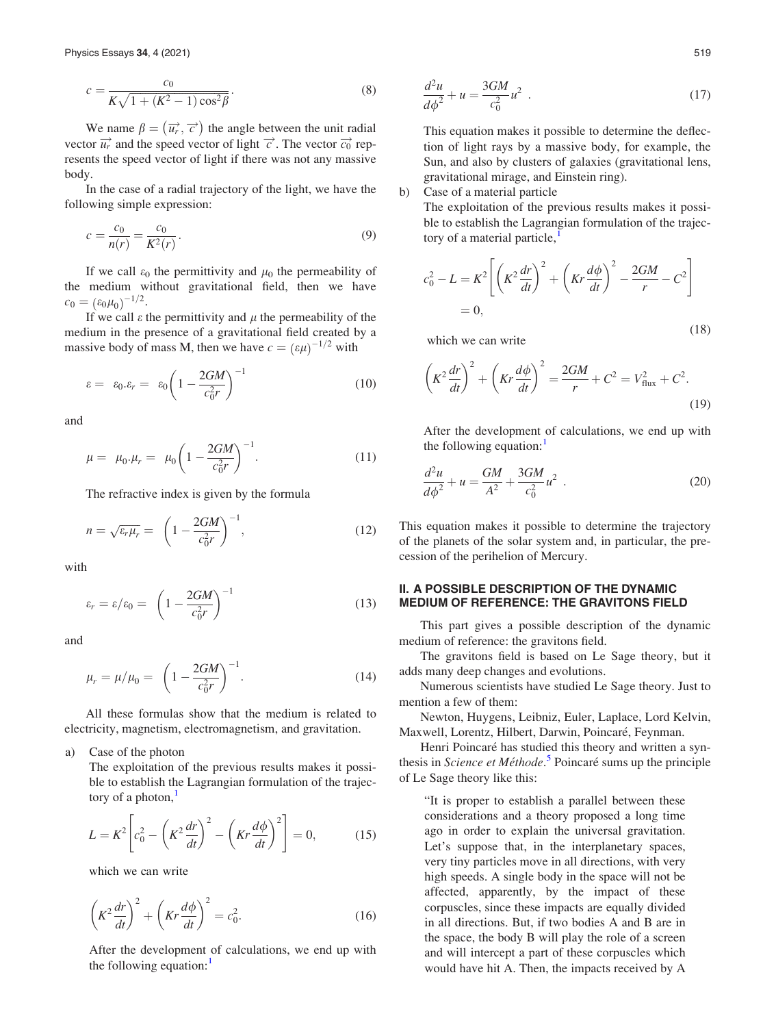$$c = \frac{c_0}{K\sqrt{1 + (K^2 - 1)\cos^2\beta}}. \quad (8)$$

We name $\beta = \left(\overrightarrow{u_r}, \overrightarrow{c}\right)$ the angle between the unit radial vector $\overrightarrow{u_r}$ and the speed vector of light $\overrightarrow{c}$. The vector $\overrightarrow{c_0}$ represents the speed vector of light if there was not any massive body.

In the case of a radial trajectory of the light, we have the following simple expression:

$$c = \frac{c_0}{n(r)} = \frac{c_0}{K^2(r)}. \quad (9)$$

If we call $\varepsilon_0$ the permittivity and $\mu_0$ the permeability of the medium without gravitational field, then we have $c_0 = (\varepsilon_0\mu_0)^{-1/2}$.

If we call $\varepsilon$ the permittivity and $\mu$ the permeability of the medium in the presence of a gravitational field created by a massive body of mass M, then we have $c = (\varepsilon\mu)^{-1/2}$ with

$$\varepsilon = \varepsilon_0 . \varepsilon_r = \varepsilon_0 \left(1 - \frac{2GM}{c_0^2 r}\right)^{-1} \quad (10)$$

and

$$\mu = \mu_0 . \mu_r = \mu_0 \left(1 - \frac{2GM}{c_0^2 r}\right)^{-1}. \quad (11)$$

The refractive index is given by the formula

$$n = \sqrt{\varepsilon_r \mu_r} = \left(1 - \frac{2GM}{c_0^2 r}\right)^{-1}, \quad (12)$$

with

$$\varepsilon_r = \varepsilon/\varepsilon_0 = \left(1 - \frac{2GM}{c_0^2 r}\right)^{-1} \quad (13)$$

and

$$\mu_r = \mu/\mu_0 = \left(1 - \frac{2GM}{c_0^2 r}\right)^{-1}. \quad (14)$$

All these formulas show that the medium is related to electricity, magnetism, electromagnetism, and gravitation.

a) Case of the photon

The exploitation of the previous results makes it possible to establish the Lagrangian formulation of the trajectory of a photon,[1]

$$L = K^2\left[c_0^2 - \left(K^2\frac{dr}{dt}\right)^2 - \left(Kr\frac{d\phi}{dt}\right)^2\right] = 0, \quad (15)$$

which we can write

$$\left(K^2\frac{dr}{dt}\right)^2 + \left(Kr\frac{d\phi}{dt}\right)^2 = c_0^2. \quad (16)$$

After the development of calculations, we end up with the following equation:[1]

$$\frac{d^2u}{d\phi^2} + u = \frac{3GM}{c_0^2}u^2 . \quad (17)$$

This equation makes it possible to determine the deflection of light rays by a massive body, for example, the Sun, and also by clusters of galaxies (gravitational lens, gravitational mirage, and Einstein ring).

b) Case of a material particle

The exploitation of the previous results makes it possible to establish the Lagrangian formulation of the trajectory of a material particle,[1]

$$c_0^2 - L = K^2\left[\left(K^2\frac{dr}{dt}\right)^2 + \left(Kr\frac{d\phi}{dt}\right)^2 - \frac{2GM}{r} - C^2\right] = 0, \quad (18)$$

which we can write

$$\left(K^2\frac{dr}{dt}\right)^2 + \left(Kr\frac{d\phi}{dt}\right)^2 = \frac{2GM}{r} + C^2 = V_{\text{flux}}^2 + C^2. \quad (19)$$

After the development of calculations, we end up with the following equation:[1]

$$\frac{d^2u}{d\phi^2} + u = \frac{GM}{A^2} + \frac{3GM}{c_0^2}u^2 . \quad (20)$$

This equation makes it possible to determine the trajectory of the planets of the solar system and, in particular, the precession of the perihelion of Mercury.

## II. A POSSIBLE DESCRIPTION OF THE DYNAMIC MEDIUM OF REFERENCE: THE GRAVITONS FIELD

This part gives a possible description of the dynamic medium of reference: the gravitons field.

The gravitons field is based on Le Sage theory, but it adds many deep changes and evolutions.

Numerous scientists have studied Le Sage theory. Just to mention a few of them:

Newton, Huygens, Leibniz, Euler, Laplace, Lord Kelvin, Maxwell, Lorentz, Hilbert, Darwin, Poincaré, Feynman.

Henri Poincaré has studied this theory and written a synthesis in *Science et Méthode*.[5] Poincaré sums up the principle of Le Sage theory like this:

> "It is proper to establish a parallel between these considerations and a theory proposed a long time ago in order to explain the universal gravitation. Let's suppose that, in the interplanetary spaces, very tiny particles move in all directions, with very high speeds. A single body in the space will not be affected, apparently, by the impact of these corpuscles, since these impacts are equally divided in all directions. But, if two bodies A and B are in the space, the body B will play the role of a screen and will intercept a part of these corpuscles which would have hit A. Then, the impacts received by A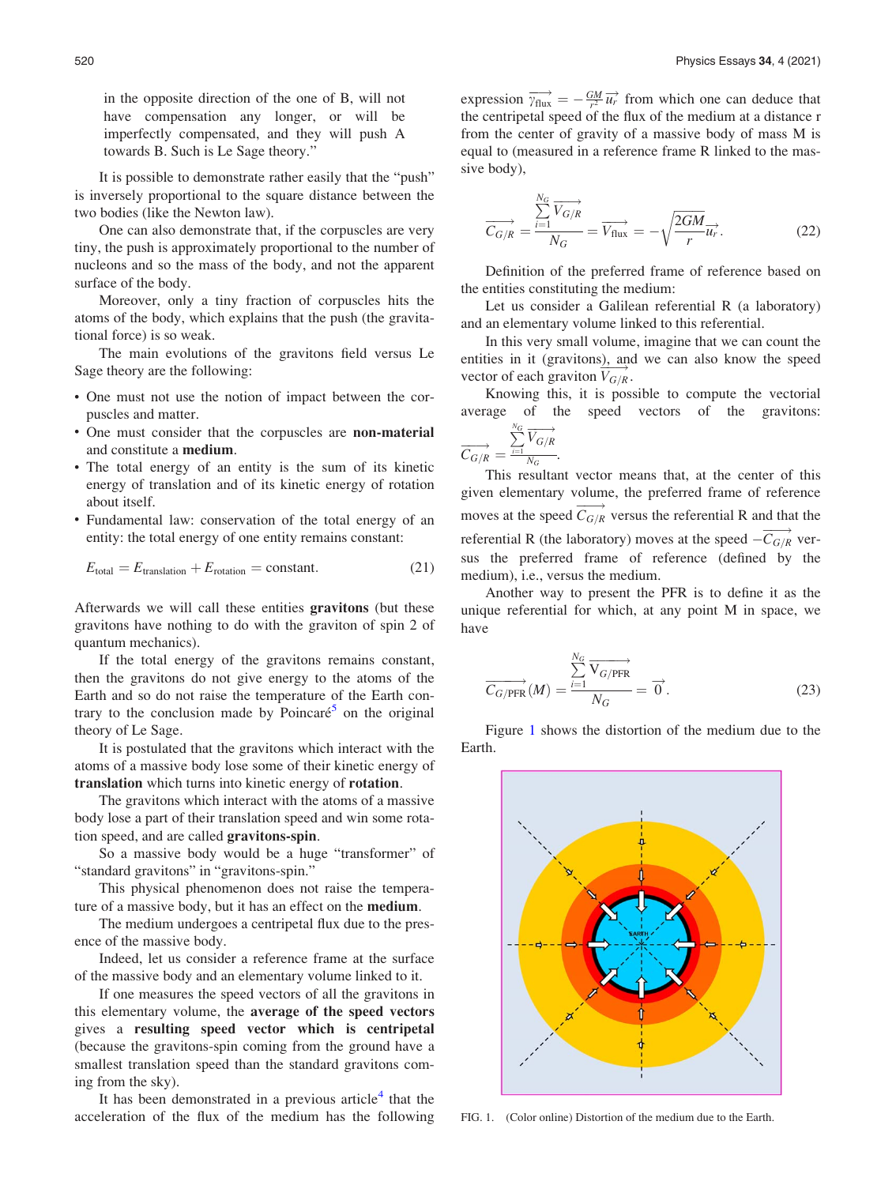in the opposite direction of the one of B, will not have compensation any longer, or will be imperfectly compensated, and they will push A towards B. Such is Le Sage theory."

It is possible to demonstrate rather easily that the "push" is inversely proportional to the square distance between the two bodies (like the Newton law).

One can also demonstrate that, if the corpuscles are very tiny, the push is approximately proportional to the number of nucleons and so the mass of the body, and not the apparent surface of the body.

Moreover, only a tiny fraction of corpuscles hits the atoms of the body, which explains that the push (the gravitational force) is so weak.

The main evolutions of the gravitons field versus Le Sage theory are the following:

- One must not use the notion of impact between the corpuscles and matter.
- One must consider that the corpuscles are **non-material** and constitute a **medium**.
- The total energy of an entity is the sum of its kinetic energy of translation and of its kinetic energy of rotation about itself.
- Fundamental law: conservation of the total energy of an entity: the total energy of one entity remains constant:

$$E_{\text{total}} = E_{\text{translation}} + E_{\text{rotation}} = \text{constant.} \tag{21}$$

Afterwards we will call these entities **gravitons** (but these gravitons have nothing to do with the graviton of spin 2 of quantum mechanics).

If the total energy of the gravitons remains constant, then the gravitons do not give energy to the atoms of the Earth and so do not raise the temperature of the Earth contrary to the conclusion made by Poincaré[5] on the original theory of Le Sage.

It is postulated that the gravitons which interact with the atoms of a massive body lose some of their kinetic energy of **translation** which turns into kinetic energy of **rotation**.

The gravitons which interact with the atoms of a massive body lose a part of their translation speed and win some rotation speed, and are called **gravitons-spin**.

So a massive body would be a huge "transformer" of "standard gravitons" in "gravitons-spin."

This physical phenomenon does not raise the temperature of a massive body, but it has an effect on the **medium**.

The medium undergoes a centripetal flux due to the presence of the massive body.

Indeed, let us consider a reference frame at the surface of the massive body and an elementary volume linked to it.

If one measures the speed vectors of all the gravitons in this elementary volume, the **average of the speed vectors** gives a **resulting speed vector which is centripetal** (because the gravitons-spin coming from the ground have a smallest translation speed than the standard gravitons coming from the sky).

It has been demonstrated in a previous article[4] that the acceleration of the flux of the medium has the following expression $\overrightarrow{\gamma_{\text{flux}}} = -\frac{GM}{r^2}\overrightarrow{u_r}$ from which one can deduce that the centripetal speed of the flux of the medium at a distance r from the center of gravity of a massive body of mass M is equal to (measured in a reference frame R linked to the massive body),

$$\overrightarrow{C_{G/R}} = \frac{\sum_{i=1}^{N_G} \overrightarrow{V_{G/R}}}{N_G} = \overrightarrow{V_{\text{flux}}} = -\sqrt{\frac{2GM}{r}}\overrightarrow{u_r}. \tag{22}$$

Definition of the preferred frame of reference based on the entities constituting the medium:

Let us consider a Galilean referential R (a laboratory) and an elementary volume linked to this referential.

In this very small volume, imagine that we can count the entities in it (gravitons), and we can also know the speed vector of each graviton $\overrightarrow{V_{G/R}}$.

Knowing this, it is possible to compute the vectorial average of the speed vectors of the gravitons: $\overrightarrow{C_{G/R}} = \frac{\sum_{i=1}^{N_G} \overrightarrow{V_{G/R}}}{N_G}$.

This resultant vector means that, at the center of this given elementary volume, the preferred frame of reference moves at the speed $\overrightarrow{C_{G/R}}$ versus the referential R and that the referential R (the laboratory) moves at the speed $-\overrightarrow{C_{G/R}}$ versus the preferred frame of reference (defined by the medium), i.e., versus the medium.

Another way to present the PFR is to define it as the unique referential for which, at any point M in space, we have

$$\overrightarrow{C_{G/\text{PFR}}}(M) = \frac{\sum_{i=1}^{N_G} \overrightarrow{V_{G/\text{PFR}}}}{N_G} = \vec{0}. \tag{23}$$

Figure 1 shows the distortion of the medium due to the Earth.

FIG. 1. (Color online) Distortion of the medium due to the Earth.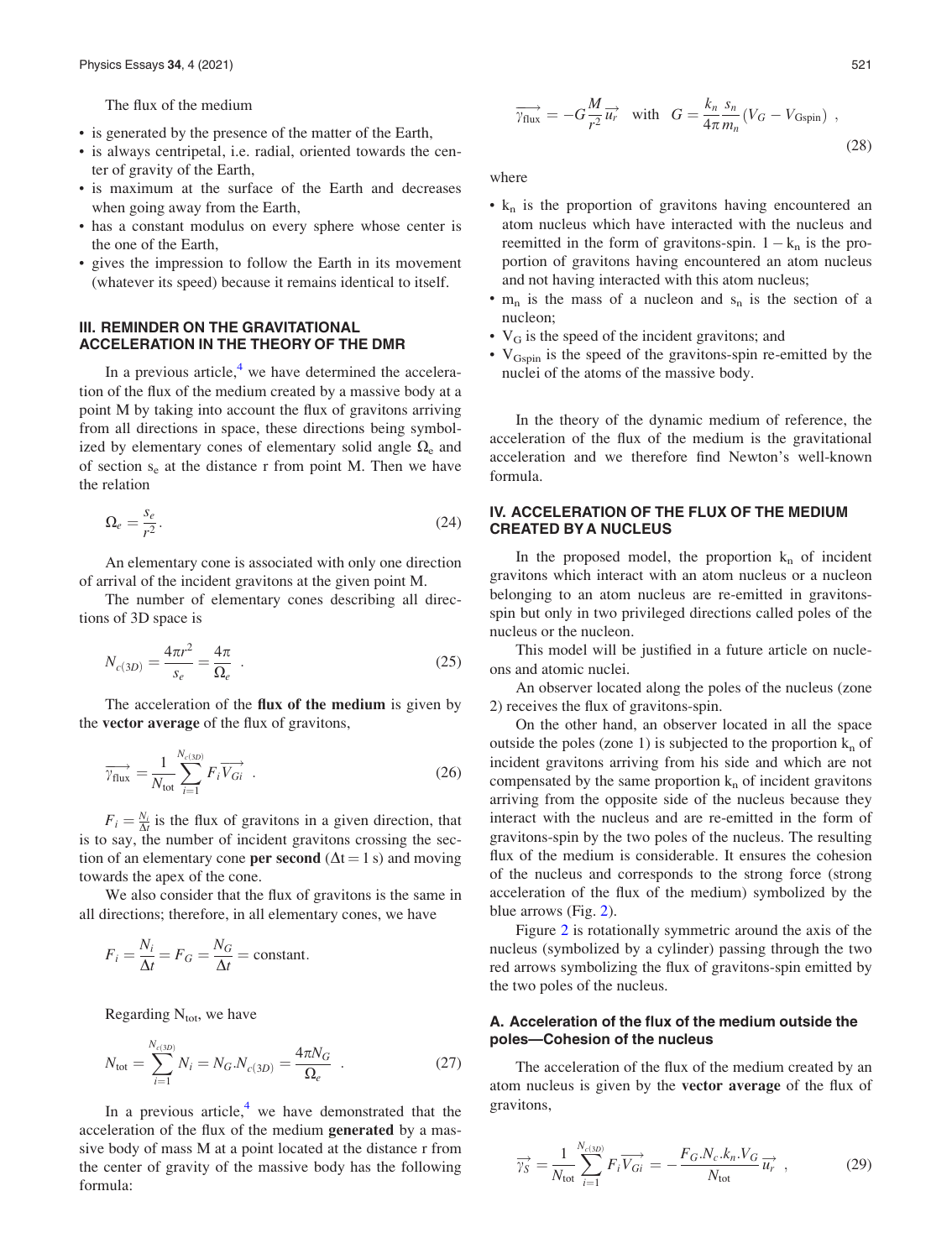The flux of the medium

- is generated by the presence of the matter of the Earth,
- is always centripetal, i.e. radial, oriented towards the center of gravity of the Earth,
- is maximum at the surface of the Earth and decreases when going away from the Earth,
- has a constant modulus on every sphere whose center is the one of the Earth,
- gives the impression to follow the Earth in its movement (whatever its speed) because it remains identical to itself.

## III. REMINDER ON THE GRAVITATIONAL ACCELERATION IN THE THEORY OF THE DMR

In a previous article,[4] we have determined the acceleration of the flux of the medium created by a massive body at a point M by taking into account the flux of gravitons arriving from all directions in space, these directions being symbolized by elementary cones of elementary solid angle $\Omega_e$ and of section $s_e$ at the distance r from point M. Then we have the relation

$$\Omega_e = \frac{s_e}{r^2}. \tag{24}$$

An elementary cone is associated with only one direction of arrival of the incident gravitons at the given point M.

The number of elementary cones describing all directions of 3D space is

$$N_{c(3D)} = \frac{4\pi r^2}{s_e} = \frac{4\pi}{\Omega_e} \ . \tag{25}$$

The acceleration of the **flux of the medium** is given by the **vector average** of the flux of gravitons,

$$\overrightarrow{\gamma_{\text{flux}}} = \frac{1}{N_{\text{tot}}} \sum_{i=1}^{N_{c(3D)}} F_i \overrightarrow{V_{Gi}} \ . \tag{26}$$

$F_i = \frac{N_i}{\Delta t}$ is the flux of gravitons in a given direction, that is to say, the number of incident gravitons crossing the section of an elementary cone **per second** ($\Delta t = 1$ s) and moving towards the apex of the cone.

We also consider that the flux of gravitons is the same in all directions; therefore, in all elementary cones, we have

$$F_i = \frac{N_i}{\Delta t} = F_G = \frac{N_G}{\Delta t} = \text{constant.}$$

Regarding $N_{\text{tot}}$, we have

$$N_{\text{tot}} = \sum_{i=1}^{N_{c(3D)}} N_i = N_G . N_{c(3D)} = \frac{4\pi N_G}{\Omega_e} \ . \tag{27}$$

In a previous article,[4] we have demonstrated that the acceleration of the flux of the medium **generated** by a massive body of mass M at a point located at the distance r from the center of gravity of the massive body has the following formula:

$$\overrightarrow{\gamma_{\text{flux}}} = -G\frac{M}{r^2}\overrightarrow{u_r} \quad \text{with} \quad G = \frac{k_n}{4\pi}\frac{s_n}{m_n}(V_G - V_{\text{Gspin}}) \ , \tag{28}$$

where

- $k_n$ is the proportion of gravitons having encountered an atom nucleus which have interacted with the nucleus and reemitted in the form of gravitons-spin. $1 - k_n$ is the proportion of gravitons having encountered an atom nucleus and not having interacted with this atom nucleus;
- $m_n$ is the mass of a nucleon and $s_n$ is the section of a nucleon;
- $V_G$ is the speed of the incident gravitons; and
- $V_{\text{Gspin}}$ is the speed of the gravitons-spin re-emitted by the nuclei of the atoms of the massive body.

In the theory of the dynamic medium of reference, the acceleration of the flux of the medium is the gravitational acceleration and we therefore find Newton's well-known formula.

## IV. ACCELERATION OF THE FLUX OF THE MEDIUM CREATED BY A NUCLEUS

In the proposed model, the proportion $k_n$ of incident gravitons which interact with an atom nucleus or a nucleon belonging to an atom nucleus are re-emitted in gravitons-spin but only in two privileged directions called poles of the nucleus or the nucleon.

This model will be justified in a future article on nucleons and atomic nuclei.

An observer located along the poles of the nucleus (zone 2) receives the flux of gravitons-spin.

On the other hand, an observer located in all the space outside the poles (zone 1) is subjected to the proportion $k_n$ of incident gravitons arriving from his side and which are not compensated by the same proportion $k_n$ of incident gravitons arriving from the opposite side of the nucleus because they interact with the nucleus and are re-emitted in the form of gravitons-spin by the two poles of the nucleus. The resulting flux of the medium is considerable. It ensures the cohesion of the nucleus and corresponds to the strong force (strong acceleration of the flux of the medium) symbolized by the blue arrows (Fig. 2).

Figure 2 is rotationally symmetric around the axis of the nucleus (symbolized by a cylinder) passing through the two red arrows symbolizing the flux of gravitons-spin emitted by the two poles of the nucleus.

### A. Acceleration of the flux of the medium outside the poles—Cohesion of the nucleus

The acceleration of the flux of the medium created by an atom nucleus is given by the **vector average** of the flux of gravitons,

$$\overrightarrow{\gamma_S} = \frac{1}{N_{\text{tot}}} \sum_{i=1}^{N_{c(3D)}} F_i \overrightarrow{V_{Gi}} = -\frac{F_G . N_c . k_n . V_G}{N_{\text{tot}}} \overrightarrow{u_r} \ , \tag{29}$$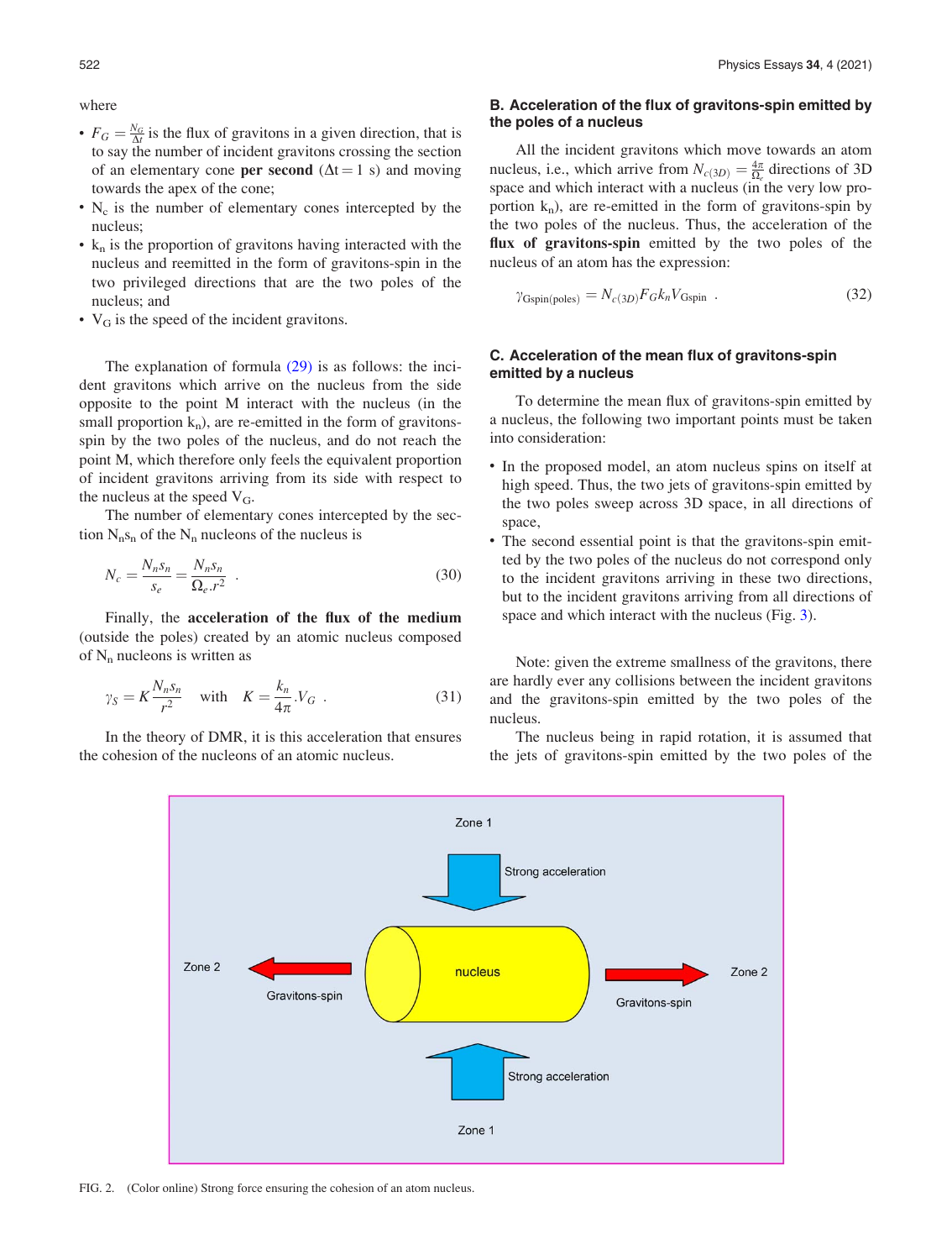where

- $F_G = \frac{N_G}{\Delta t}$ is the flux of gravitons in a given direction, that is to say the number of incident gravitons crossing the section of an elementary cone **per second** ($\Delta t = 1$ s) and moving towards the apex of the cone;
- $N_c$ is the number of elementary cones intercepted by the nucleus;
- $k_n$ is the proportion of gravitons having interacted with the nucleus and reemitted in the form of gravitons-spin in the two privileged directions that are the two poles of the nucleus; and
- $V_G$ is the speed of the incident gravitons.

The explanation of formula (29) is as follows: the incident gravitons which arrive on the nucleus from the side opposite to the point M interact with the nucleus (in the small proportion $k_n$), are re-emitted in the form of gravitons-spin by the two poles of the nucleus, and do not reach the point M, which therefore only feels the equivalent proportion of incident gravitons arriving from its side with respect to the nucleus at the speed $V_G$.

The number of elementary cones intercepted by the section $N_n s_n$ of the $N_n$ nucleons of the nucleus is

$$N_c = \frac{N_n s_n}{s_e} = \frac{N_n s_n}{\Omega_e . r^2} \quad . \tag{30}$$

Finally, the **acceleration of the flux of the medium** (outside the poles) created by an atomic nucleus composed of $N_n$ nucleons is written as

$$\gamma_S = K \frac{N_n s_n}{r^2} \quad \text{with} \quad K = \frac{k_n}{4\pi} . V_G \quad . \tag{31}$$

In the theory of DMR, it is this acceleration that ensures the cohesion of the nucleons of an atomic nucleus.

### B. Acceleration of the flux of gravitons-spin emitted by the poles of a nucleus

All the incident gravitons which move towards an atom nucleus, i.e., which arrive from $N_{c(3D)} = \frac{4\pi}{\Omega_e}$ directions of 3D space and which interact with a nucleus (in the very low proportion $k_n$), are re-emitted in the form of gravitons-spin by the two poles of the nucleus. Thus, the acceleration of the **flux of gravitons-spin** emitted by the two poles of the nucleus of an atom has the expression:

$$\gamma_{\text{Gspin(poles)}} = N_{c(3D)} F_G k_n V_{\text{Gspin}} \quad . \tag{32}$$

### C. Acceleration of the mean flux of gravitons-spin emitted by a nucleus

To determine the mean flux of gravitons-spin emitted by a nucleus, the following two important points must be taken into consideration:

- In the proposed model, an atom nucleus spins on itself at high speed. Thus, the two jets of gravitons-spin emitted by the two poles sweep across 3D space, in all directions of space,
- The second essential point is that the gravitons-spin emitted by the two poles of the nucleus do not correspond only to the incident gravitons arriving in these two directions, but to the incident gravitons arriving from all directions of space and which interact with the nucleus (Fig. 3).

Note: given the extreme smallness of the gravitons, there are hardly ever any collisions between the incident gravitons and the gravitons-spin emitted by the two poles of the nucleus.

The nucleus being in rapid rotation, it is assumed that the jets of gravitons-spin emitted by the two poles of the

FIG. 2. (Color online) Strong force ensuring the cohesion of an atom nucleus.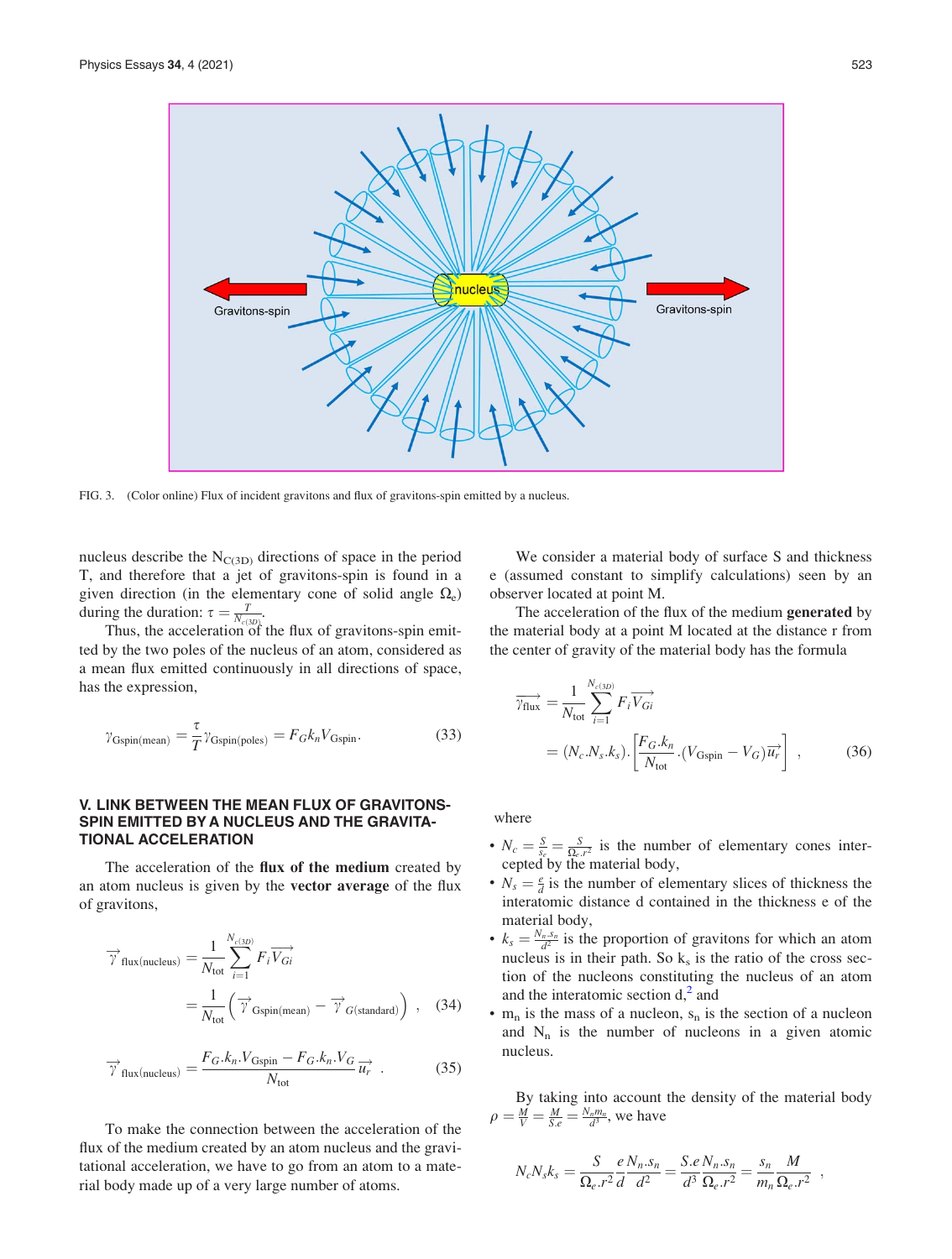FIG. 3. (Color online) Flux of incident gravitons and flux of gravitons-spin emitted by a nucleus.

nucleus describe the $N_{C(3D)}$ directions of space in the period T, and therefore that a jet of gravitons-spin is found in a given direction (in the elementary cone of solid angle $\Omega_e$) during the duration: $\tau = \frac{T}{N_{c(3D)}}$.

Thus, the acceleration of the flux of gravitons-spin emitted by the two poles of the nucleus of an atom, considered as a mean flux emitted continuously in all directions of space, has the expression,

$$\gamma_{\text{Gspin(mean)}} = \frac{\tau}{T}\gamma_{\text{Gspin(poles)}} = F_G k_n V_{\text{Gspin}}. \tag{33}$$

## V. LINK BETWEEN THE MEAN FLUX OF GRAVITONS-SPIN EMITTED BY A NUCLEUS AND THE GRAVITATIONAL ACCELERATION

The acceleration of the **flux of the medium** created by an atom nucleus is given by the **vector average** of the flux of gravitons,

$$\vec{\gamma}_{\text{flux(nucleus)}} = \frac{1}{N_{\text{tot}}}\sum_{i=1}^{N_{c(3D)}} F_i \overrightarrow{V_{Gi}} = \frac{1}{N_{\text{tot}}}\left(\vec{\gamma}_{\text{Gspin(mean)}} - \vec{\gamma}_{G(\text{standard})}\right), \tag{34}$$

$$\vec{\gamma}_{\text{flux(nucleus)}} = \frac{F_G.k_n.V_{\text{Gspin}} - F_G.k_n.V_G}{N_{\text{tot}}}\vec{u_r}. \tag{35}$$

To make the connection between the acceleration of the flux of the medium created by an atom nucleus and the gravitational acceleration, we have to go from an atom to a material body made up of a very large number of atoms.

We consider a material body of surface S and thickness e (assumed constant to simplify calculations) seen by an observer located at point M.

The acceleration of the flux of the medium **generated** by the material body at a point M located at the distance r from the center of gravity of the material body has the formula

$$\overrightarrow{\gamma_{\text{flux}}} = \frac{1}{N_{\text{tot}}}\sum_{i=1}^{N_{c(3D)}} F_i \overrightarrow{V_{Gi}} = (N_c.N_s.k_s).\left[\frac{F_G.k_n}{N_{\text{tot}}}.(V_{\text{Gspin}} - V_G)\vec{u_r}\right], \tag{36}$$

where

- $N_c = \frac{S}{s_e} = \frac{S}{\Omega_e.r^2}$ is the number of elementary cones intercepted by the material body,
- $N_s = \frac{e}{d}$ is the number of elementary slices of thickness the interatomic distance d contained in the thickness e of the material body,
- $k_s = \frac{N_n.s_n}{d^2}$ is the proportion of gravitons for which an atom nucleus is in their path. So $k_s$ is the ratio of the cross section of the nucleons constituting the nucleus of an atom and the interatomic section d,[2] and
- $m_n$ is the mass of a nucleon, $s_n$ is the section of a nucleon and $N_n$ is the number of nucleons in a given atomic nucleus.

By taking into account the density of the material body $\rho = \frac{M}{V} = \frac{M}{S.e} = \frac{N_n m_n}{d^3}$, we have

$$N_c N_s k_s = \frac{S}{\Omega_e.r^2}\frac{e}{d}\frac{N_n.s_n}{d^2} = \frac{S.e}{d^3}\frac{N_n.s_n}{\Omega_e.r^2} = \frac{s_n}{m_n}\frac{M}{\Omega_e.r^2},$$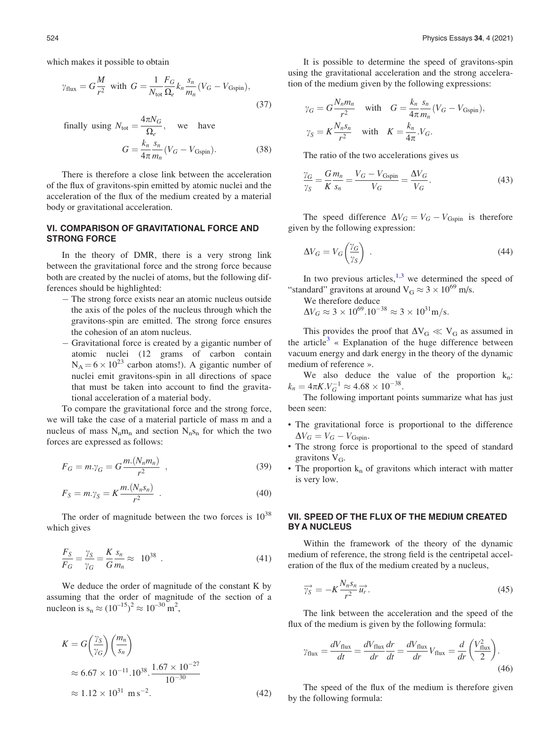which makes it possible to obtain

$$\gamma_{\text{flux}} = G\frac{M}{r^2} \quad \text{with} \quad G = \frac{1}{N_{\text{tot}}}\frac{F_G}{\Omega_e}k_n\frac{s_n}{m_n}(V_G - V_{\text{Gspin}}), \tag{37}$$

finally using $N_{\text{tot}} = \frac{4\pi N_G}{\Omega_e}$, we have

$$G = \frac{k_n}{4\pi}\frac{s_n}{m_n}(V_G - V_{\text{Gspin}}). \tag{38}$$

There is therefore a close link between the acceleration of the flux of gravitons-spin emitted by atomic nuclei and the acceleration of the flux of the medium created by a material body or gravitational acceleration.

## VI. COMPARISON OF GRAVITATIONAL FORCE AND STRONG FORCE

In the theory of DMR, there is a very strong link between the gravitational force and the strong force because both are created by the nuclei of atoms, but the following differences should be highlighted:

- The strong force exists near an atomic nucleus outside the axis of the poles of the nucleus through which the gravitons-spin are emitted. The strong force ensures the cohesion of an atom nucleus.
- Gravitational force is created by a gigantic number of atomic nuclei (12 grams of carbon contain $N_A = 6 \times 10^{23}$ carbon atoms!). A gigantic number of nuclei emit gravitons-spin in all directions of space that must be taken into account to find the gravitational acceleration of a material body.

To compare the gravitational force and the strong force, we will take the case of a material particle of mass m and a nucleus of mass $N_n m_n$ and section $N_n s_n$ for which the two forces are expressed as follows:

$$F_G = m.\gamma_G = G\frac{m.(N_n m_n)}{r^2} \ , \tag{39}$$

$$F_S = m.\gamma_S = K\frac{m.(N_n s_n)}{r^2} \ . \tag{40}$$

The order of magnitude between the two forces is $10^{38}$ which gives

$$\frac{F_S}{F_G} = \frac{\gamma_S}{\gamma_G} = \frac{K}{G}\frac{s_n}{m_n} \approx \ 10^{38} \ . \tag{41}$$

We deduce the order of magnitude of the constant K by assuming that the order of magnitude of the section of a nucleon is $s_n \approx (10^{-15})^2 \approx 10^{-30}\,\text{m}^2$,

$$\begin{aligned} K &= G\left(\frac{\gamma_S}{\gamma_G}\right)\left(\frac{m_n}{s_n}\right) \\ &\approx 6.67 \times 10^{-11}.10^{38}.\frac{1.67 \times 10^{-27}}{10^{-30}} \\ &\approx 1.12 \times 10^{31} \ \text{m}\,\text{s}^{-2}. \end{aligned} \tag{42}$$

It is possible to determine the speed of gravitons-spin using the gravitational acceleration and the strong acceleration of the medium given by the following expressions:

$$\gamma_G = G\frac{N_n m_n}{r^2} \quad \text{with} \quad G = \frac{k_n}{4\pi}\frac{s_n}{m_n}(V_G - V_{\text{Gspin}}),$$

$$\gamma_S = K\frac{N_n s_n}{r^2} \quad \text{with} \quad K = \frac{k_n}{4\pi}.V_G.$$

The ratio of the two accelerations gives us

$$\frac{\gamma_G}{\gamma_S} = \frac{G}{K}\frac{m_n}{s_n} = \frac{V_G - V_{\text{Gspin}}}{V_G} = \frac{\Delta V_G}{V_G}. \tag{43}$$

The speed difference $\Delta V_G = V_G - V_{\text{Gspin}}$ is therefore given by the following expression:

$$\Delta V_G = V_G\left(\frac{\gamma_G}{\gamma_S}\right) \ . \tag{44}$$

In two previous articles,[1,3] we determined the speed of "standard" gravitons at around $V_G \approx 3 \times 10^{69}$ m/s.

We therefore deduce

$\Delta V_G \approx 3 \times 10^{69}.10^{-38} \approx 3 \times 10^{31}\text{m/s}$.

This provides the proof that $\Delta V_G \ll V_G$ as assumed in the article[3] « Explanation of the huge difference between vacuum energy and dark energy in the theory of the dynamic medium of reference ».

We also deduce the value of the proportion $k_n$: $k_n = 4\pi K.V_G^{-1} \approx 4.68 \times 10^{-38}$.

The following important points summarize what has just been seen:

- The gravitational force is proportional to the difference $\Delta V_G = V_G - V_{\text{Gspin}}$.
- The strong force is proportional to the speed of standard gravitons $V_G$.
- The proportion $k_n$ of gravitons which interact with matter is very low.

## VII. SPEED OF THE FLUX OF THE MEDIUM CREATED BY A NUCLEUS

Within the framework of the theory of the dynamic medium of reference, the strong field is the centripetal acceleration of the flux of the medium created by a nucleus,

$$\vec{\gamma_S} = -K\frac{N_n s_n}{r^2}\vec{u_r}. \tag{45}$$

The link between the acceleration and the speed of the flux of the medium is given by the following formula:

$$\gamma_{\text{flux}} = \frac{dV_{\text{flux}}}{dt} = \frac{dV_{\text{flux}}}{dr}\frac{dr}{dt} = \frac{dV_{\text{flux}}}{dr}V_{\text{flux}} = \frac{d}{dr}\left(\frac{V_{\text{flux}}^2}{2}\right). \tag{46}$$

The speed of the flux of the medium is therefore given by the following formula: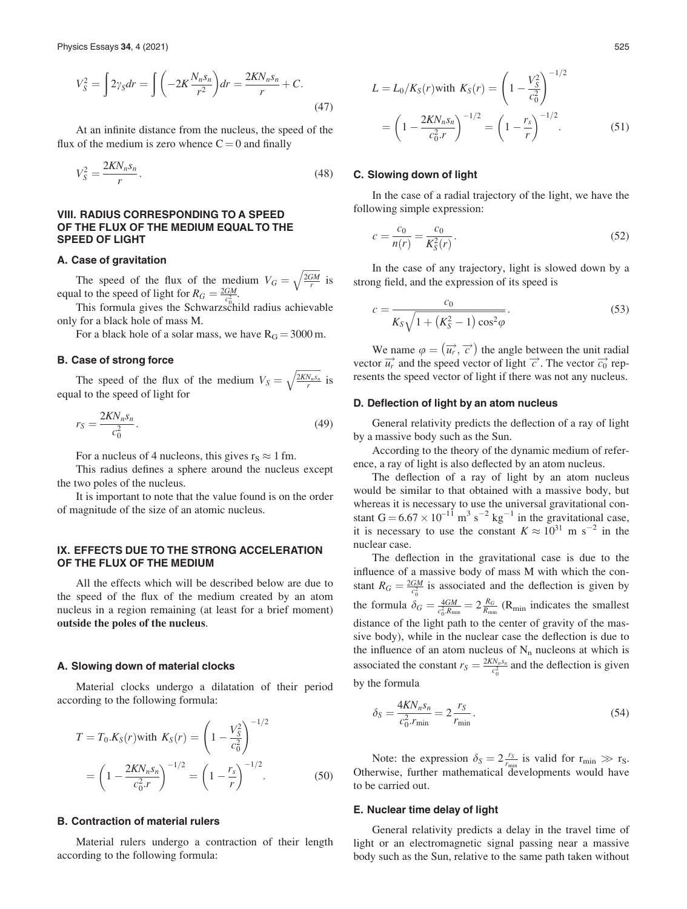$$V_S^2 = \int 2\gamma_S dr = \int \left(-2K\frac{N_n s_n}{r^2}\right) dr = \frac{2KN_n s_n}{r} + C. \tag{47}$$

At an infinite distance from the nucleus, the speed of the flux of the medium is zero whence C = 0 and finally

$$V_S^2 = \frac{2KN_n s_n}{r}. \tag{48}$$

## VIII. RADIUS CORRESPONDING TO A SPEED OF THE FLUX OF THE MEDIUM EQUAL TO THE SPEED OF LIGHT

### A. Case of gravitation

The speed of the flux of the medium $V_G = \sqrt{\frac{2GM}{r}}$ is equal to the speed of light for $R_G = \frac{2GM}{c_0^2}$.

This formula gives the Schwarzschild radius achievable only for a black hole of mass M.

For a black hole of a solar mass, we have $R_G = 3000$ m.

### B. Case of strong force

The speed of the flux of the medium $V_S = \sqrt{\frac{2KN_n s_n}{r}}$ is equal to the speed of light for

$$r_S = \frac{2KN_n s_n}{c_0^2}. \tag{49}$$

For a nucleus of 4 nucleons, this gives $r_S \approx 1$ fm.

This radius defines a sphere around the nucleus except the two poles of the nucleus.

It is important to note that the value found is on the order of magnitude of the size of an atomic nucleus.

## IX. EFFECTS DUE TO THE STRONG ACCELERATION OF THE FLUX OF THE MEDIUM

All the effects which will be described below are due to the speed of the flux of the medium created by an atom nucleus in a region remaining (at least for a brief moment) **outside the poles of the nucleus**.

### A. Slowing down of material clocks

Material clocks undergo a dilatation of their period according to the following formula:

$$T = T_0 . K_S(r) \text{with } K_S(r) = \left(1 - \frac{V_S^2}{c_0^2}\right)^{-1/2} = \left(1 - \frac{2KN_n s_n}{c_0^2 . r}\right)^{-1/2} = \left(1 - \frac{r_s}{r}\right)^{-1/2}. \tag{50}$$

### B. Contraction of material rulers

Material rulers undergo a contraction of their length according to the following formula:

$$L = L_0 / K_S(r) \text{with } K_S(r) = \left(1 - \frac{V_S^2}{c_0^2}\right)^{-1/2} = \left(1 - \frac{2KN_n s_n}{c_0^2 . r}\right)^{-1/2} = \left(1 - \frac{r_s}{r}\right)^{-1/2}. \tag{51}$$

### C. Slowing down of light

In the case of a radial trajectory of the light, we have the following simple expression:

$$c = \frac{c_0}{n(r)} = \frac{c_0}{K_S^2(r)}. \tag{52}$$

In the case of any trajectory, light is slowed down by a strong field, and the expression of its speed is

$$c = \frac{c_0}{K_S\sqrt{1 + \left(K_S^2 - 1\right)\cos^2\varphi}}. \tag{53}$$

We name $\varphi = \left(\overrightarrow{u_r}, \overrightarrow{c}\right)$ the angle between the unit radial vector $\overrightarrow{u_r}$ and the speed vector of light $\overrightarrow{c}$. The vector $\overrightarrow{c_0}$ represents the speed vector of light if there was not any nucleus.

### D. Deflection of light by an atom nucleus

General relativity predicts the deflection of a ray of light by a massive body such as the Sun.

According to the theory of the dynamic medium of reference, a ray of light is also deflected by an atom nucleus.

The deflection of a ray of light by an atom nucleus would be similar to that obtained with a massive body, but whereas it is necessary to use the universal gravitational constant $G = 6.67 \times 10^{-11}$ m$^3$ s$^{-2}$ kg$^{-1}$ in the gravitational case, it is necessary to use the constant $K \approx 10^{31}$ m s$^{-2}$ in the nuclear case.

The deflection in the gravitational case is due to the influence of a massive body of mass M with which the constant $R_G = \frac{2GM}{c_0^2}$ is associated and the deflection is given by the formula $\delta_G = \frac{4GM}{c_0^2 . R_{\min}} = 2\frac{R_G}{R_{\min}}$ ($R_{\min}$ indicates the smallest distance of the light path to the center of gravity of the massive body), while in the nuclear case the deflection is due to the influence of an atom nucleus of $N_n$ nucleons at which is associated the constant $r_S = \frac{2KN_n s_n}{c_0^2}$ and the deflection is given by the formula

$$\delta_S = \frac{4KN_n s_n}{c_0^2 . r_{\min}} = 2\frac{r_S}{r_{\min}}. \tag{54}$$

Note: the expression $\delta_S = 2\frac{r_S}{r_{\min}}$ is valid for $r_{\min} \gg r_S$. Otherwise, further mathematical developments would have to be carried out.

### E. Nuclear time delay of light

General relativity predicts a delay in the travel time of light or an electromagnetic signal passing near a massive body such as the Sun, relative to the same path taken without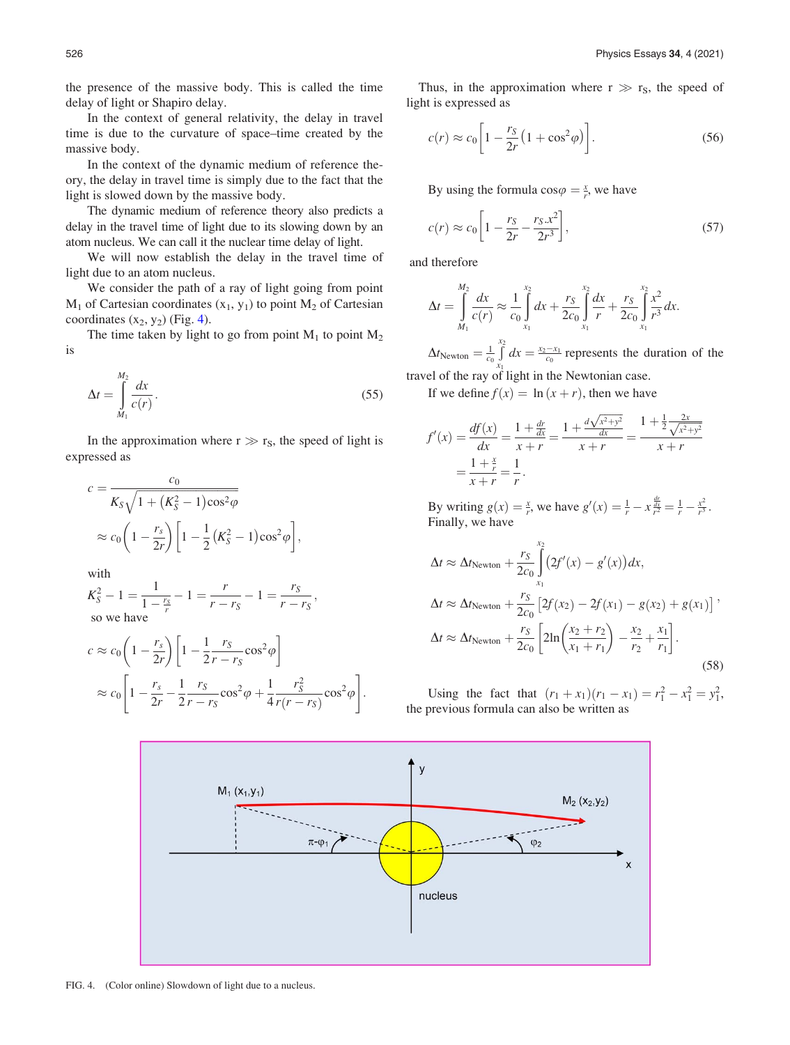the presence of the massive body. This is called the time delay of light or Shapiro delay.

In the context of general relativity, the delay in travel time is due to the curvature of space–time created by the massive body.

In the context of the dynamic medium of reference theory, the delay in travel time is simply due to the fact that the light is slowed down by the massive body.

The dynamic medium of reference theory also predicts a delay in the travel time of light due to its slowing down by an atom nucleus. We can call it the nuclear time delay of light.

We will now establish the delay in the travel time of light due to an atom nucleus.

We consider the path of a ray of light going from point $M_1$ of Cartesian coordinates ($x_1$, $y_1$) to point $M_2$ of Cartesian coordinates ($x_2$, $y_2$) (Fig. 4).

The time taken by light to go from point $M_1$ to point $M_2$ is

$$\Delta t = \int_{M_1}^{M_2} \frac{dx}{c(r)}. \tag{55}$$

In the approximation where $r \gg r_S$, the speed of light is expressed as

$$c = \frac{c_0}{K_S\sqrt{1+(K_S^2-1)\cos^2\varphi}} \approx c_0\left(1-\frac{r_s}{2r}\right)\left[1-\frac{1}{2}(K_S^2-1)\cos^2\varphi\right],$$

with

$$K_S^2 - 1 = \frac{1}{1-\frac{r_S}{r}} - 1 = \frac{r}{r-r_S} - 1 = \frac{r_S}{r-r_S},$$

so we have

$$c \approx c_0\left(1-\frac{r_s}{2r}\right)\left[1-\frac{1}{2}\frac{r_S}{r-r_S}\cos^2\varphi\right] \approx c_0\left[1-\frac{r_S}{2r}-\frac{1}{2}\frac{r_S}{r-r_S}\cos^2\varphi+\frac{1}{4}\frac{r_S^2}{r(r-r_S)}\cos^2\varphi\right].$$

Thus, in the approximation where $r \gg r_S$, the speed of light is expressed as

$$c(r) \approx c_0\left[1-\frac{r_S}{2r}\left(1+\cos^2\varphi\right)\right]. \tag{56}$$

By using the formula $\cos\varphi = \frac{x}{r}$, we have

$$c(r) \approx c_0\left[1-\frac{r_S}{2r}-\frac{r_S.x^2}{2r^3}\right], \tag{57}$$

and therefore

$$\Delta t = \int_{M_1}^{M_2} \frac{dx}{c(r)} \approx \frac{1}{c_0}\int_{x_1}^{x_2} dx + \frac{r_S}{2c_0}\int_{x_1}^{x_2}\frac{dx}{r} + \frac{r_S}{2c_0}\int_{x_1}^{x_2}\frac{x^2}{r^3}dx.$$

$\Delta t_{\text{Newton}} = \frac{1}{c_0}\int_{x_1}^{x_2} dx = \frac{x_2-x_1}{c_0}$ represents the duration of the travel of the ray of light in the Newtonian case.

If we define $f(x) = \ln(x+r)$, then we have

$$f'(x) = \frac{df(x)}{dx} = \frac{1+\frac{dr}{dx}}{x+r} = \frac{1+\frac{d\sqrt{x^2+y^2}}{dx}}{x+r} = \frac{1+\frac{1}{2}\frac{2x}{\sqrt{x^2+y^2}}}{x+r} = \frac{1+\frac{x}{r}}{x+r} = \frac{1}{r}.$$

By writing $g(x) = \frac{x}{r}$, we have $g'(x) = \frac{1}{r} - x\frac{\frac{dr}{dx}}{r^2} = \frac{1}{r} - \frac{x^2}{r^3}$. Finally, we have

$$\Delta t \approx \Delta t_{\text{Newton}} + \frac{r_S}{2c_0}\int_{x_1}^{x_2}\left(2f'(x)-g'(x)\right)dx,$$

$$\Delta t \approx \Delta t_{\text{Newton}} + \frac{r_S}{2c_0}\left[2f(x_2)-2f(x_1)-g(x_2)+g(x_1)\right],$$

$$\Delta t \approx \Delta t_{\text{Newton}} + \frac{r_S}{2c_0}\left[2\ln\left(\frac{x_2+r_2}{x_1+r_1}\right)-\frac{x_2}{r_2}+\frac{x_1}{r_1}\right]. \tag{58}$$

Using the fact that $(r_1+x_1)(r_1-x_1) = r_1^2 - x_1^2 = y_1^2$, the previous formula can also be written as

FIG. 4. (Color online) Slowdown of light due to a nucleus.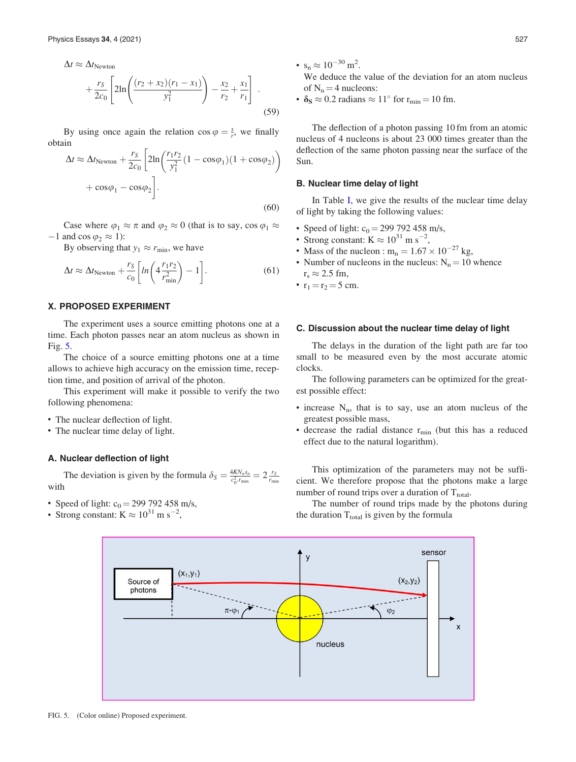$$\Delta t \approx \Delta t_{\text{Newton}} + \frac{r_S}{2c_0}\left[2\ln\left(\frac{(r_2+x_2)(r_1-x_1)}{y_1^2}\right) - \frac{x_2}{r_2} + \frac{x_1}{r_1}\right]. \tag{59}$$

By using once again the relation $\cos\varphi = \frac{x}{r}$, we finally obtain

$$\Delta t \approx \Delta t_{\text{Newton}} + \frac{r_S}{2c_0}\left[2\ln\left(\frac{r_1 r_2}{y_1^2}(1-\cos\varphi_1)(1+\cos\varphi_2)\right) + \cos\varphi_1 - \cos\varphi_2\right]. \tag{60}$$

Case where $\varphi_1 \approx \pi$ and $\varphi_2 \approx 0$ (that is to say, $\cos\varphi_1 \approx -1$ and $\cos\varphi_2 \approx 1$):

By observing that $y_1 \approx r_{\min}$, we have

$$\Delta t \approx \Delta t_{\text{Newton}} + \frac{r_S}{c_0}\left[ln\left(4\frac{r_1 r_2}{r_{\min}^2}\right) - 1\right]. \tag{61}$$

## X. PROPOSED EXPERIMENT

The experiment uses a source emitting photons one at a time. Each photon passes near an atom nucleus as shown in Fig. 5.

The choice of a source emitting photons one at a time allows to achieve high accuracy on the emission time, reception time, and position of arrival of the photon.

This experiment will make it possible to verify the two following phenomena:

- The nuclear deflection of light.
- The nuclear time delay of light.

### A. Nuclear deflection of light

The deviation is given by the formula $\delta_S = \frac{4KN_n s_n}{c_0^2 \cdot r_{\min}} = 2\frac{r_S}{r_{\min}}$ with

- Speed of light: $c_0 = 299\ 792\ 458$ m/s,
- Strong constant: $K \approx 10^{31}$ m s$^{-2}$,
- $s_n \approx 10^{-30}$ m$^2$.

We deduce the value of the deviation for an atom nucleus of $N_n = 4$ nucleons:

- $\boldsymbol{\delta_S} \approx 0.2$ radians $\approx 11^\circ$ for $r_{\min} = 10$ fm.

The deflection of a photon passing 10 fm from an atomic nucleus of 4 nucleons is about 23 000 times greater than the deflection of the same photon passing near the surface of the Sun.

### B. Nuclear time delay of light

In Table I, we give the results of the nuclear time delay of light by taking the following values:

- Speed of light: $c_0 = 299\ 792\ 458$ m/s,
- Strong constant: $K \approx 10^{31}$ m s$^{-2}$,
- Mass of the nucleon : $m_n = 1.67 \times 10^{-27}$ kg,
- Number of nucleons in the nucleus: $N_n = 10$ whence $r_s \approx 2.5$ fm,
- $r_1 = r_2 = 5$ cm.

### C. Discussion about the nuclear time delay of light

The delays in the duration of the light path are far too small to be measured even by the most accurate atomic clocks.

The following parameters can be optimized for the greatest possible effect:

- increase $N_n$, that is to say, use an atom nucleus of the greatest possible mass,
- decrease the radial distance $r_{\min}$ (but this has a reduced effect due to the natural logarithm).

This optimization of the parameters may not be sufficient. We therefore propose that the photons make a large number of round trips over a duration of $T_{\text{total}}$.

The number of round trips made by the photons during the duration $T_{\text{total}}$ is given by the formula

FIG. 5. (Color online) Proposed experiment.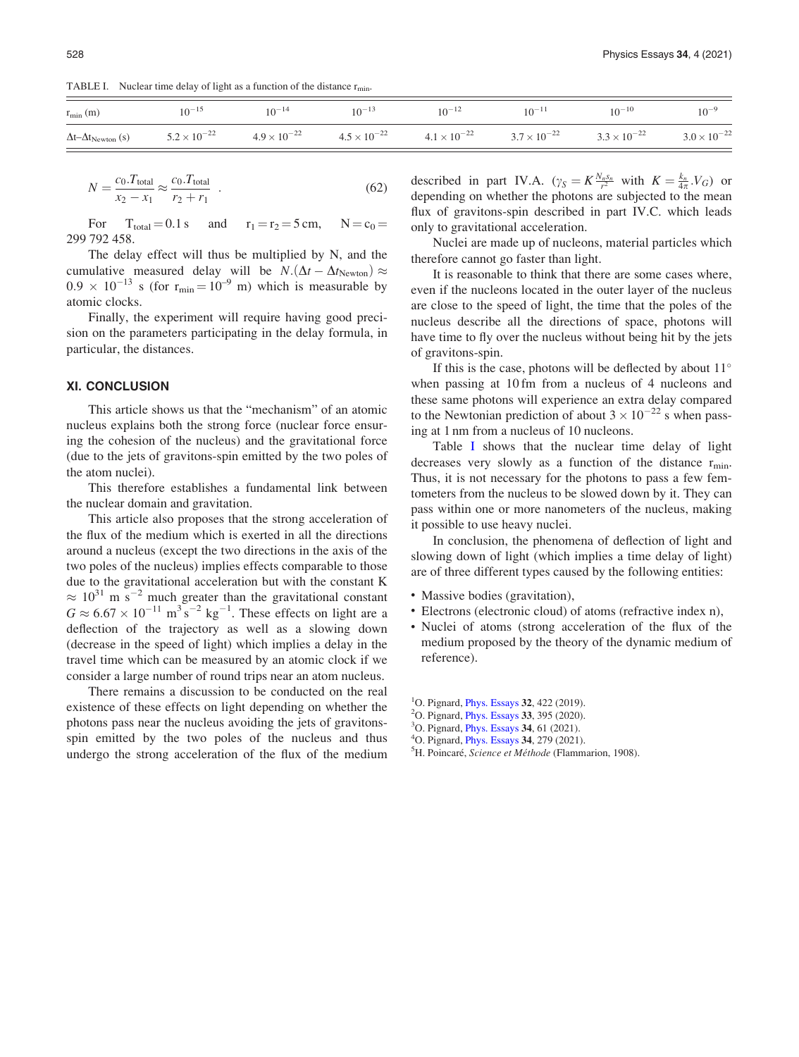TABLE I. Nuclear time delay of light as a function of the distance $r_{min}$.

| $r_{min}$ (m) | $10^{-15}$ | $10^{-14}$ | $10^{-13}$ | $10^{-12}$ | $10^{-11}$ | $10^{-10}$ | $10^{-9}$ |
|---|---|---|---|---|---|---|---|
| $\Delta t$–$\Delta t_{Newton}$ (s) | $5.2 \times 10^{-22}$ | $4.9 \times 10^{-22}$ | $4.5 \times 10^{-22}$ | $4.1 \times 10^{-22}$ | $3.7 \times 10^{-22}$ | $3.3 \times 10^{-22}$ | $3.0 \times 10^{-22}$ |

$$N = \frac{c_0.T_{\text{total}}}{x_2 - x_1} \approx \frac{c_0.T_{\text{total}}}{r_2 + r_1} \quad . \tag{62}$$

For $T_{total} = 0.1$ s and $r_1 = r_2 = 5$ cm, $N = c_0 =$ 299 792 458.

The delay effect will thus be multiplied by N, and the cumulative measured delay will be $N.(\Delta t - \Delta t_{\text{Newton}}) \approx 0.9 \times 10^{-13}$ s (for $r_{min} = 10^{-9}$ m) which is measurable by atomic clocks.

Finally, the experiment will require having good precision on the parameters participating in the delay formula, in particular, the distances.

## XI. CONCLUSION

This article shows us that the "mechanism" of an atomic nucleus explains both the strong force (nuclear force ensuring the cohesion of the nucleus) and the gravitational force (due to the jets of gravitons-spin emitted by the two poles of the atom nuclei).

This therefore establishes a fundamental link between the nuclear domain and gravitation.

This article also proposes that the strong acceleration of the flux of the medium which is exerted in all the directions around a nucleus (except the two directions in the axis of the two poles of the nucleus) implies effects comparable to those due to the gravitational acceleration but with the constant K $\approx 10^{31}$ m s$^{-2}$ much greater than the gravitational constant $G \approx 6.67 \times 10^{-11}$ m$^3$ s$^{-2}$ kg$^{-1}$. These effects on light are a deflection of the trajectory as well as a slowing down (decrease in the speed of light) which implies a delay in the travel time which can be measured by an atomic clock if we consider a large number of round trips near an atom nucleus.

There remains a discussion to be conducted on the real existence of these effects on light depending on whether the photons pass near the nucleus avoiding the jets of gravitons-spin emitted by the two poles of the nucleus and thus undergo the strong acceleration of the flux of the medium described in part IV.A. ($\gamma_S = K\frac{N_n s_n}{r^2}$ with $K = \frac{k_n}{4\pi}.V_G$) or depending on whether the photons are subjected to the mean flux of gravitons-spin described in part IV.C. which leads only to gravitational acceleration.

Nuclei are made up of nucleons, material particles which therefore cannot go faster than light.

It is reasonable to think that there are some cases where, even if the nucleons located in the outer layer of the nucleus are close to the speed of light, the time that the poles of the nucleus describe all the directions of space, photons will have time to fly over the nucleus without being hit by the jets of gravitons-spin.

If this is the case, photons will be deflected by about 11° when passing at 10 fm from a nucleus of 4 nucleons and these same photons will experience an extra delay compared to the Newtonian prediction of about $3 \times 10^{-22}$ s when passing at 1 nm from a nucleus of 10 nucleons.

Table I shows that the nuclear time delay of light decreases very slowly as a function of the distance $r_{min}$. Thus, it is not necessary for the photons to pass a few femtometers from the nucleus to be slowed down by it. They can pass within one or more nanometers of the nucleus, making it possible to use heavy nuclei.

In conclusion, the phenomena of deflection of light and slowing down of light (which implies a time delay of light) are of three different types caused by the following entities:

- Massive bodies (gravitation),
- Electrons (electronic cloud) of atoms (refractive index n),
- Nuclei of atoms (strong acceleration of the flux of the medium proposed by the theory of the dynamic medium of reference).

[1] O. Pignard, Phys. Essays **32**, 422 (2019).
[2] O. Pignard, Phys. Essays **33**, 395 (2020).
[3] O. Pignard, Phys. Essays **34**, 61 (2021).
[4] O. Pignard, Phys. Essays **34**, 279 (2021).
[5] H. Poincaré, *Science et Méthode* (Flammarion, 1908).